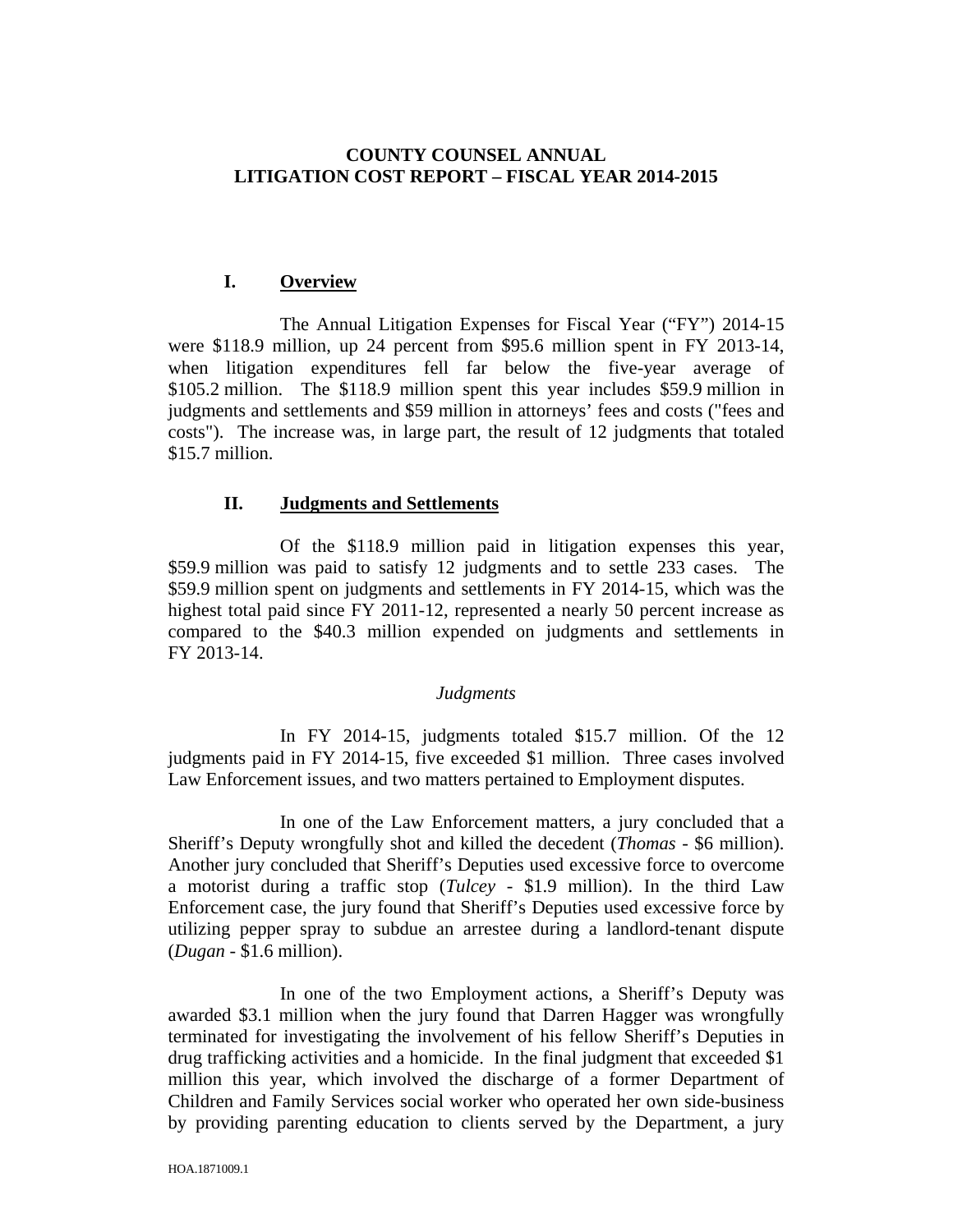# COUNTY COUNSEL ANNUAL LITIGATION COST REPORT – FISCAL YEAR 2014-2015

## I. Overview

The Annual Litigation Expenses for Fiscal Year ("FY") 2014-15 were $118.9 million, up 24 percent from $95.6 million spent in FY 2013-14, when litigation expenditures fell far below the five-year average of $105.2 million. The $118.9 million spent this year includes $59.9 million in judgments and settlements and $59 million in attorneys' fees and costs ("fees and costs"). The increase was, in large part, the result of 12 judgments that totaled $15.7 million.

## II. Judgments and Settlements

Of the $118.9 million paid in litigation expenses this year, $59.9 million was paid to satisfy 12 judgments and to settle 233 cases. The $59.9 million spent on judgments and settlements in FY 2014-15, which was the highest total paid since FY 2011-12, represented a nearly 50 percent increase as compared to the $40.3 million expended on judgments and settlements in FY 2013-14.

### *Judgments*

In FY 2014-15, judgments totaled $15.7 million. Of the 12 judgments paid in FY 2014-15, five exceeded $1 million. Three cases involved Law Enforcement issues, and two matters pertained to Employment disputes.

In one of the Law Enforcement matters, a jury concluded that a Sheriff's Deputy wrongfully shot and killed the decedent (*Thomas* - $6 million). Another jury concluded that Sheriff's Deputies used excessive force to overcome a motorist during a traffic stop (*Tulcey* - $1.9 million). In the third Law Enforcement case, the jury found that Sheriff's Deputies used excessive force by utilizing pepper spray to subdue an arrestee during a landlord-tenant dispute (*Dugan* - $1.6 million).

In one of the two Employment actions, a Sheriff's Deputy was awarded $3.1 million when the jury found that Darren Hagger was wrongfully terminated for investigating the involvement of his fellow Sheriff's Deputies in drug trafficking activities and a homicide. In the final judgment that exceeded $1 million this year, which involved the discharge of a former Department of Children and Family Services social worker who operated her own side-business by providing parenting education to clients served by the Department, a jury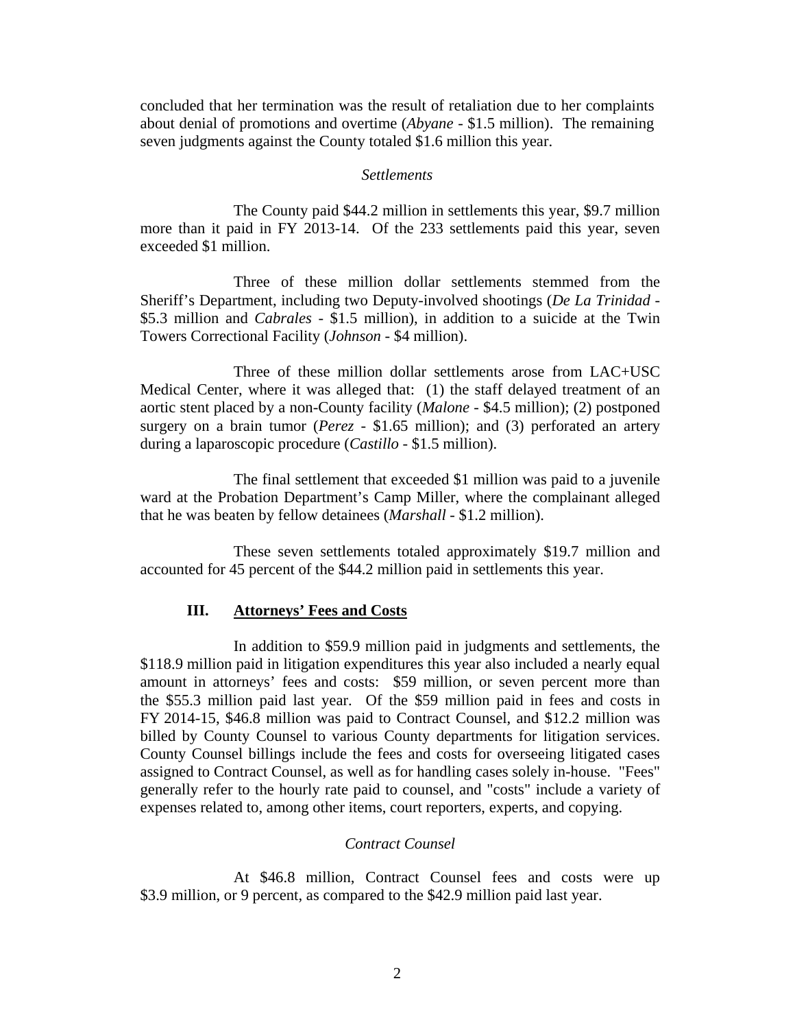concluded that her termination was the result of retaliation due to her complaints about denial of promotions and overtime (*Abyane* - $1.5 million). The remaining seven judgments against the County totaled $1.6 million this year.

*Settlements*

The County paid $44.2 million in settlements this year, $9.7 million more than it paid in FY 2013-14. Of the 233 settlements paid this year, seven exceeded $1 million.

Three of these million dollar settlements stemmed from the Sheriff's Department, including two Deputy-involved shootings (*De La Trinidad* - $5.3 million and *Cabrales* - $1.5 million), in addition to a suicide at the Twin Towers Correctional Facility (*Johnson* - $4 million).

Three of these million dollar settlements arose from LAC+USC Medical Center, where it was alleged that: (1) the staff delayed treatment of an aortic stent placed by a non-County facility (*Malone* - $4.5 million); (2) postponed surgery on a brain tumor (*Perez* - $1.65 million); and (3) perforated an artery during a laparoscopic procedure (*Castillo* - $1.5 million).

The final settlement that exceeded $1 million was paid to a juvenile ward at the Probation Department's Camp Miller, where the complainant alleged that he was beaten by fellow detainees (*Marshall* - $1.2 million).

These seven settlements totaled approximately $19.7 million and accounted for 45 percent of the $44.2 million paid in settlements this year.

## III. Attorneys' Fees and Costs

In addition to $59.9 million paid in judgments and settlements, the $118.9 million paid in litigation expenditures this year also included a nearly equal amount in attorneys' fees and costs: $59 million, or seven percent more than the $55.3 million paid last year. Of the $59 million paid in fees and costs in FY 2014-15, $46.8 million was paid to Contract Counsel, and $12.2 million was billed by County Counsel to various County departments for litigation services. County Counsel billings include the fees and costs for overseeing litigated cases assigned to Contract Counsel, as well as for handling cases solely in-house. "Fees" generally refer to the hourly rate paid to counsel, and "costs" include a variety of expenses related to, among other items, court reporters, experts, and copying.

*Contract Counsel*

At $46.8 million, Contract Counsel fees and costs were up $3.9 million, or 9 percent, as compared to the $42.9 million paid last year.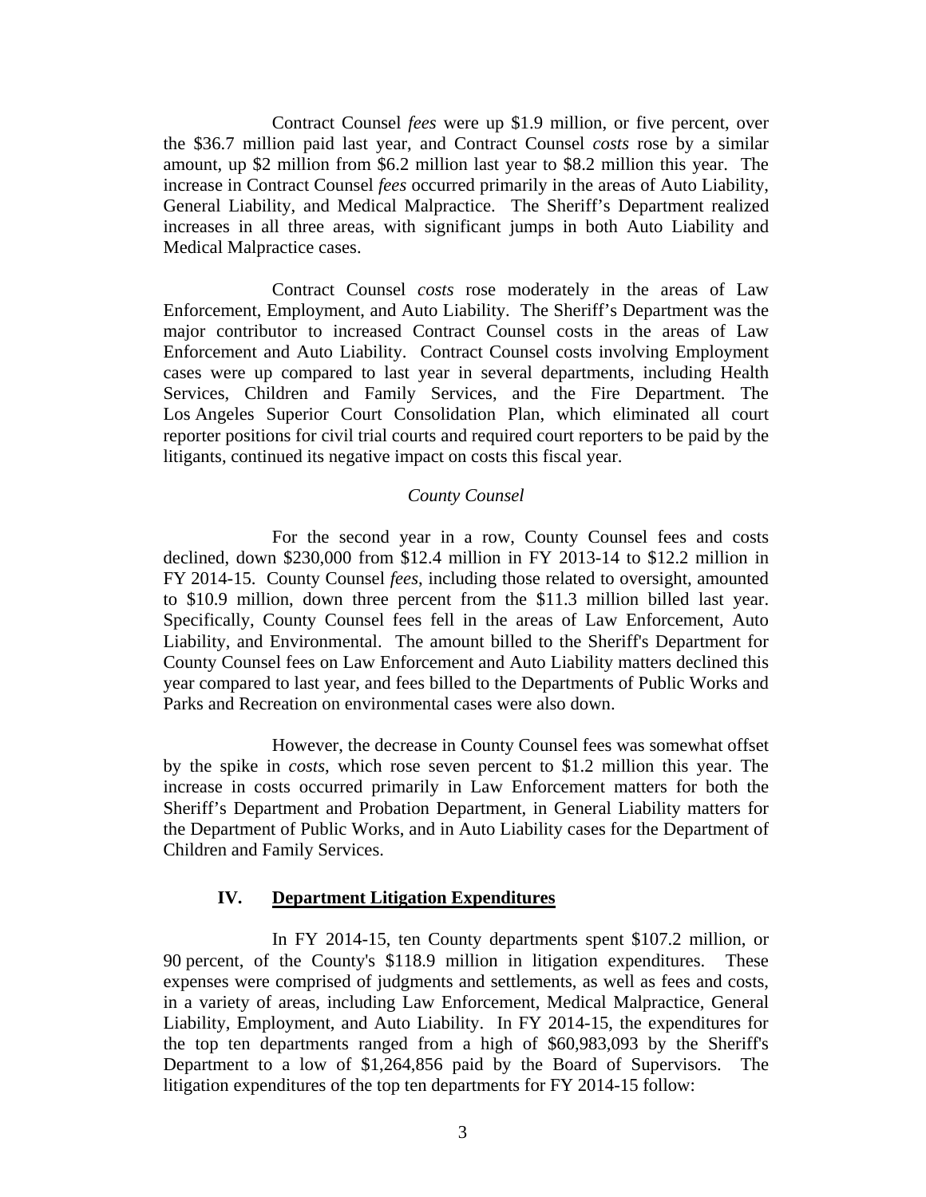Contract Counsel *fees* were up $1.9 million, or five percent, over the $36.7 million paid last year, and Contract Counsel *costs* rose by a similar amount, up $2 million from $6.2 million last year to $8.2 million this year. The increase in Contract Counsel *fees* occurred primarily in the areas of Auto Liability, General Liability, and Medical Malpractice. The Sheriff's Department realized increases in all three areas, with significant jumps in both Auto Liability and Medical Malpractice cases.

Contract Counsel *costs* rose moderately in the areas of Law Enforcement, Employment, and Auto Liability. The Sheriff's Department was the major contributor to increased Contract Counsel costs in the areas of Law Enforcement and Auto Liability. Contract Counsel costs involving Employment cases were up compared to last year in several departments, including Health Services, Children and Family Services, and the Fire Department. The Los Angeles Superior Court Consolidation Plan, which eliminated all court reporter positions for civil trial courts and required court reporters to be paid by the litigants, continued its negative impact on costs this fiscal year.

*County Counsel*

For the second year in a row, County Counsel fees and costs declined, down $230,000 from $12.4 million in FY 2013-14 to $12.2 million in FY 2014-15. County Counsel *fees*, including those related to oversight, amounted to $10.9 million, down three percent from the $11.3 million billed last year. Specifically, County Counsel fees fell in the areas of Law Enforcement, Auto Liability, and Environmental. The amount billed to the Sheriff's Department for County Counsel fees on Law Enforcement and Auto Liability matters declined this year compared to last year, and fees billed to the Departments of Public Works and Parks and Recreation on environmental cases were also down.

However, the decrease in County Counsel fees was somewhat offset by the spike in *costs*, which rose seven percent to $1.2 million this year. The increase in costs occurred primarily in Law Enforcement matters for both the Sheriff's Department and Probation Department, in General Liability matters for the Department of Public Works, and in Auto Liability cases for the Department of Children and Family Services.

## IV. Department Litigation Expenditures

In FY 2014-15, ten County departments spent $107.2 million, or 90 percent, of the County's $118.9 million in litigation expenditures. These expenses were comprised of judgments and settlements, as well as fees and costs, in a variety of areas, including Law Enforcement, Medical Malpractice, General Liability, Employment, and Auto Liability. In FY 2014-15, the expenditures for the top ten departments ranged from a high of $60,983,093 by the Sheriff's Department to a low of $1,264,856 paid by the Board of Supervisors. The litigation expenditures of the top ten departments for FY 2014-15 follow: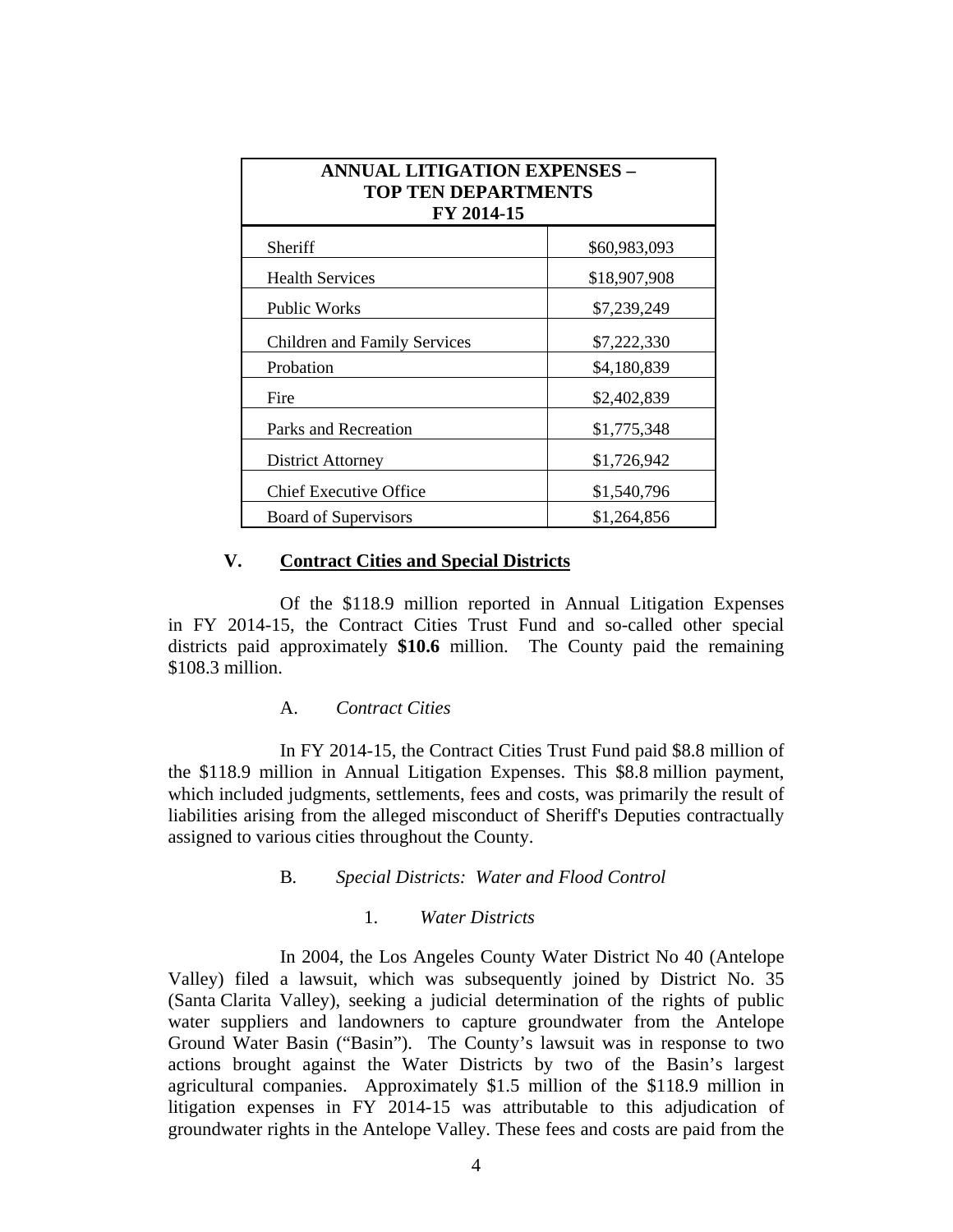| ANNUAL LITIGATION EXPENSES – TOP TEN DEPARTMENTS FY 2014-15 | |
|---|---|
| Sheriff | $60,983,093 |
| Health Services | $18,907,908 |
| Public Works | $7,239,249 |
| Children and Family Services | $7,222,330 |
| Probation | $4,180,839 |
| Fire | $2,402,839 |
| Parks and Recreation | $1,775,348 |
| District Attorney | $1,726,942 |
| Chief Executive Office | $1,540,796 |
| Board of Supervisors | $1,264,856 |

## V. Contract Cities and Special Districts

Of the $118.9 million reported in Annual Litigation Expenses in FY 2014-15, the Contract Cities Trust Fund and so-called other special districts paid approximately **$10.6** million. The County paid the remaining $108.3 million.

### A. *Contract Cities*

In FY 2014-15, the Contract Cities Trust Fund paid $8.8 million of the $118.9 million in Annual Litigation Expenses. This $8.8 million payment, which included judgments, settlements, fees and costs, was primarily the result of liabilities arising from the alleged misconduct of Sheriff's Deputies contractually assigned to various cities throughout the County.

### B. *Special Districts: Water and Flood Control*

#### 1. *Water Districts*

In 2004, the Los Angeles County Water District No 40 (Antelope Valley) filed a lawsuit, which was subsequently joined by District No. 35 (Santa Clarita Valley), seeking a judicial determination of the rights of public water suppliers and landowners to capture groundwater from the Antelope Ground Water Basin ("Basin"). The County's lawsuit was in response to two actions brought against the Water Districts by two of the Basin's largest agricultural companies. Approximately $1.5 million of the $118.9 million in litigation expenses in FY 2014-15 was attributable to this adjudication of groundwater rights in the Antelope Valley. These fees and costs are paid from the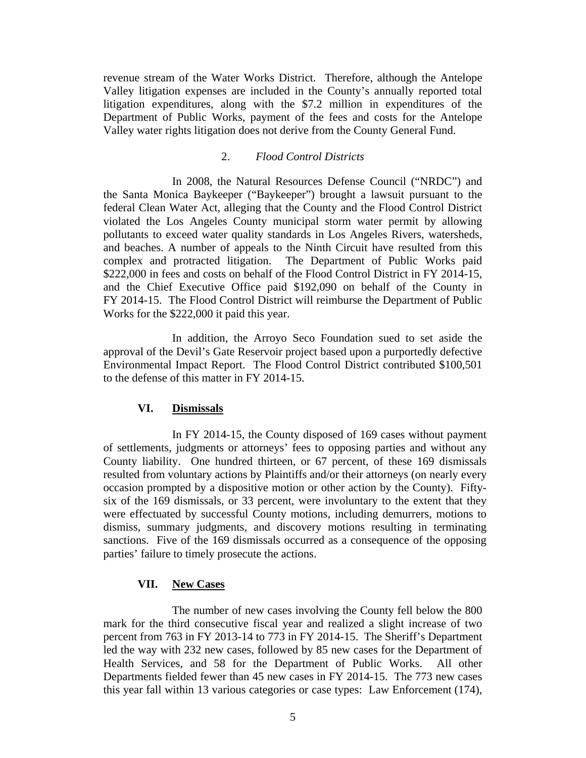revenue stream of the Water Works District. Therefore, although the Antelope Valley litigation expenses are included in the County's annually reported total litigation expenditures, along with the $7.2 million in expenditures of the Department of Public Works, payment of the fees and costs for the Antelope Valley water rights litigation does not derive from the County General Fund.

### 2. *Flood Control Districts*

In 2008, the Natural Resources Defense Council ("NRDC") and the Santa Monica Baykeeper ("Baykeeper") brought a lawsuit pursuant to the federal Clean Water Act, alleging that the County and the Flood Control District violated the Los Angeles County municipal storm water permit by allowing pollutants to exceed water quality standards in Los Angeles Rivers, watersheds, and beaches. A number of appeals to the Ninth Circuit have resulted from this complex and protracted litigation. The Department of Public Works paid $222,000 in fees and costs on behalf of the Flood Control District in FY 2014-15, and the Chief Executive Office paid $192,090 on behalf of the County in FY 2014-15. The Flood Control District will reimburse the Department of Public Works for the $222,000 it paid this year.

In addition, the Arroyo Seco Foundation sued to set aside the approval of the Devil's Gate Reservoir project based upon a purportedly defective Environmental Impact Report. The Flood Control District contributed $100,501 to the defense of this matter in FY 2014-15.

## VI. Dismissals

In FY 2014-15, the County disposed of 169 cases without payment of settlements, judgments or attorneys' fees to opposing parties and without any County liability. One hundred thirteen, or 67 percent, of these 169 dismissals resulted from voluntary actions by Plaintiffs and/or their attorneys (on nearly every occasion prompted by a dispositive motion or other action by the County). Fifty-six of the 169 dismissals, or 33 percent, were involuntary to the extent that they were effectuated by successful County motions, including demurrers, motions to dismiss, summary judgments, and discovery motions resulting in terminating sanctions. Five of the 169 dismissals occurred as a consequence of the opposing parties' failure to timely prosecute the actions.

## VII. New Cases

The number of new cases involving the County fell below the 800 mark for the third consecutive fiscal year and realized a slight increase of two percent from 763 in FY 2013-14 to 773 in FY 2014-15. The Sheriff's Department led the way with 232 new cases, followed by 85 new cases for the Department of Health Services, and 58 for the Department of Public Works. All other Departments fielded fewer than 45 new cases in FY 2014-15. The 773 new cases this year fall within 13 various categories or case types: Law Enforcement (174),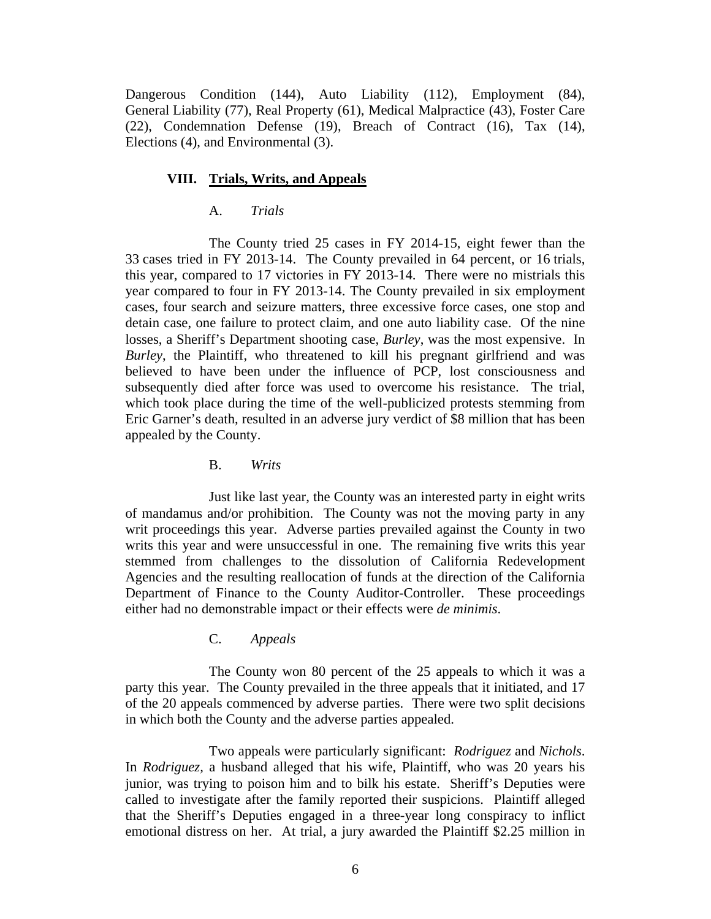Dangerous Condition (144), Auto Liability (112), Employment (84), General Liability (77), Real Property (61), Medical Malpractice (43), Foster Care (22), Condemnation Defense (19), Breach of Contract (16), Tax (14), Elections (4), and Environmental (3).

## VIII. Trials, Writs, and Appeals

### A. *Trials*

The County tried 25 cases in FY 2014-15, eight fewer than the 33 cases tried in FY 2013-14. The County prevailed in 64 percent, or 16 trials, this year, compared to 17 victories in FY 2013-14. There were no mistrials this year compared to four in FY 2013-14. The County prevailed in six employment cases, four search and seizure matters, three excessive force cases, one stop and detain case, one failure to protect claim, and one auto liability case. Of the nine losses, a Sheriff's Department shooting case, *Burley*, was the most expensive. In *Burley*, the Plaintiff, who threatened to kill his pregnant girlfriend and was believed to have been under the influence of PCP, lost consciousness and subsequently died after force was used to overcome his resistance. The trial, which took place during the time of the well-publicized protests stemming from Eric Garner's death, resulted in an adverse jury verdict of $8 million that has been appealed by the County.

### B. *Writs*

Just like last year, the County was an interested party in eight writs of mandamus and/or prohibition. The County was not the moving party in any writ proceedings this year. Adverse parties prevailed against the County in two writs this year and were unsuccessful in one. The remaining five writs this year stemmed from challenges to the dissolution of California Redevelopment Agencies and the resulting reallocation of funds at the direction of the California Department of Finance to the County Auditor-Controller. These proceedings either had no demonstrable impact or their effects were *de minimis*.

### C. *Appeals*

The County won 80 percent of the 25 appeals to which it was a party this year. The County prevailed in the three appeals that it initiated, and 17 of the 20 appeals commenced by adverse parties. There were two split decisions in which both the County and the adverse parties appealed.

Two appeals were particularly significant: *Rodriguez* and *Nichols*. In *Rodriguez*, a husband alleged that his wife, Plaintiff, who was 20 years his junior, was trying to poison him and to bilk his estate. Sheriff's Deputies were called to investigate after the family reported their suspicions. Plaintiff alleged that the Sheriff's Deputies engaged in a three-year long conspiracy to inflict emotional distress on her. At trial, a jury awarded the Plaintiff $2.25 million in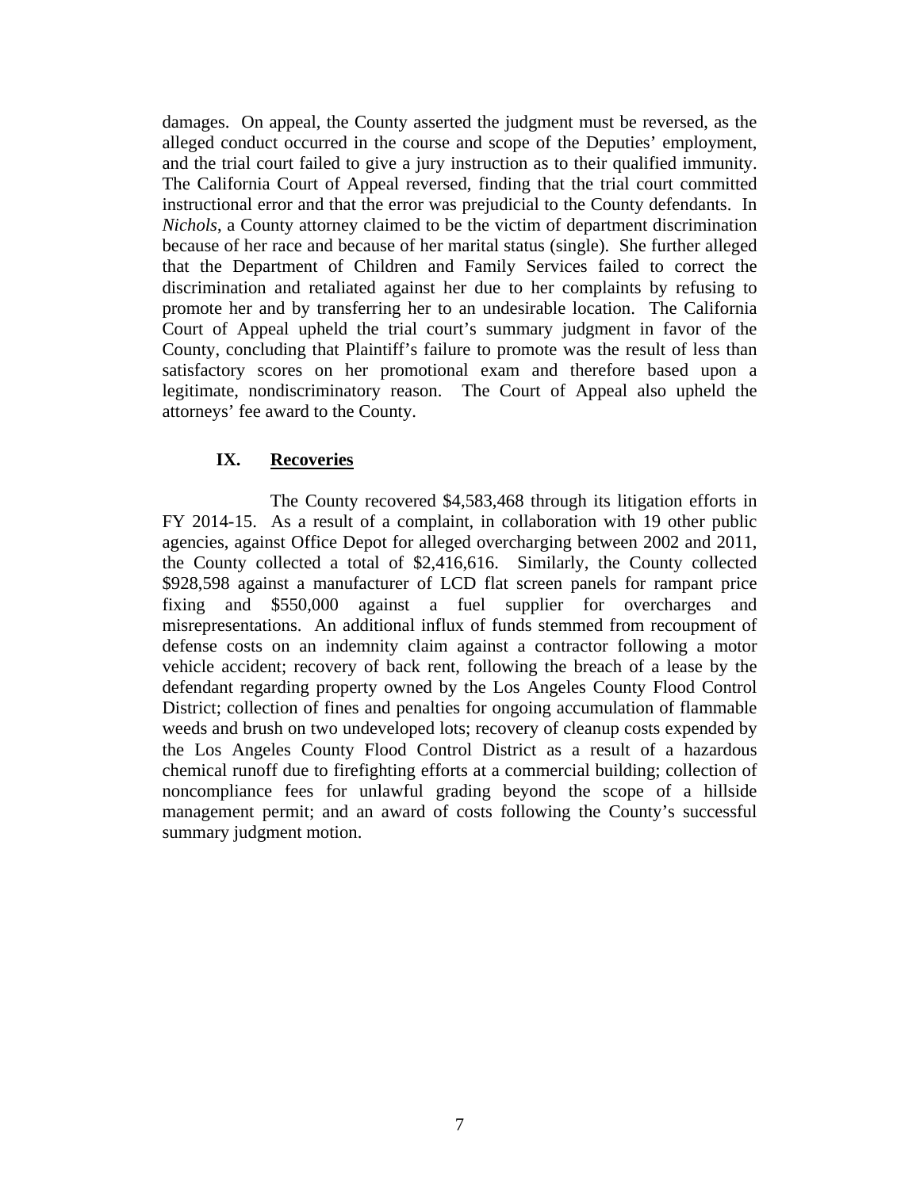damages. On appeal, the County asserted the judgment must be reversed, as the alleged conduct occurred in the course and scope of the Deputies' employment, and the trial court failed to give a jury instruction as to their qualified immunity. The California Court of Appeal reversed, finding that the trial court committed instructional error and that the error was prejudicial to the County defendants. In *Nichols*, a County attorney claimed to be the victim of department discrimination because of her race and because of her marital status (single). She further alleged that the Department of Children and Family Services failed to correct the discrimination and retaliated against her due to her complaints by refusing to promote her and by transferring her to an undesirable location. The California Court of Appeal upheld the trial court's summary judgment in favor of the County, concluding that Plaintiff's failure to promote was the result of less than satisfactory scores on her promotional exam and therefore based upon a legitimate, nondiscriminatory reason. The Court of Appeal also upheld the attorneys' fee award to the County.

## IX. Recoveries

The County recovered $4,583,468 through its litigation efforts in FY 2014-15. As a result of a complaint, in collaboration with 19 other public agencies, against Office Depot for alleged overcharging between 2002 and 2011, the County collected a total of $2,416,616. Similarly, the County collected $928,598 against a manufacturer of LCD flat screen panels for rampant price fixing and $550,000 against a fuel supplier for overcharges and misrepresentations. An additional influx of funds stemmed from recoupment of defense costs on an indemnity claim against a contractor following a motor vehicle accident; recovery of back rent, following the breach of a lease by the defendant regarding property owned by the Los Angeles County Flood Control District; collection of fines and penalties for ongoing accumulation of flammable weeds and brush on two undeveloped lots; recovery of cleanup costs expended by the Los Angeles County Flood Control District as a result of a hazardous chemical runoff due to firefighting efforts at a commercial building; collection of noncompliance fees for unlawful grading beyond the scope of a hillside management permit; and an award of costs following the County's successful summary judgment motion.